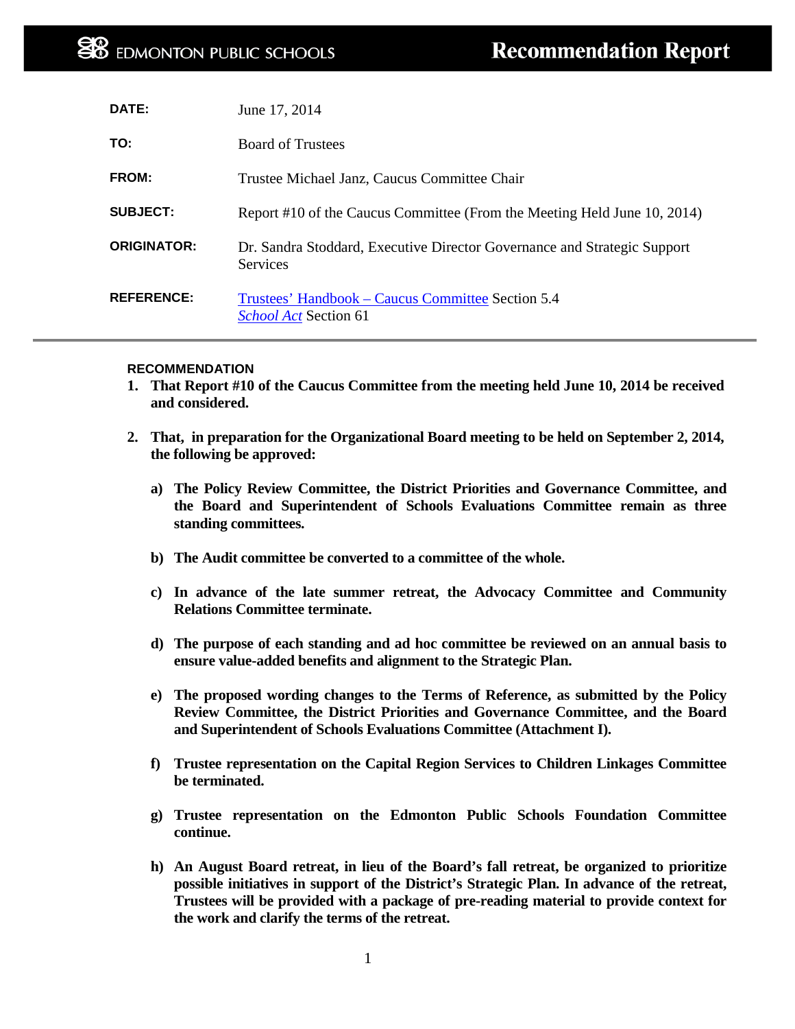EDMONTON PUBLIC SCHOOLS

# Recommendation Report

| | |
|---|---|
| **DATE:** | June 17, 2014 |
| **TO:** | Board of Trustees |
| **FROM:** | Trustee Michael Janz, Caucus Committee Chair |
| **SUBJECT:** | Report #10 of the Caucus Committee (From the Meeting Held June 10, 2014) |
| **ORIGINATOR:** | Dr. Sandra Stoddard, Executive Director Governance and Strategic Support Services |
| **REFERENCE:** | Trustees' Handbook – Caucus Committee Section 5.4<br>*School Act* Section 61 |

**RECOMMENDATION**

1. **That Report #10 of the Caucus Committee from the meeting held June 10, 2014 be received and considered.**

2. **That, in preparation for the Organizational Board meeting to be held on September 2, 2014, the following be approved:**

   a) **The Policy Review Committee, the District Priorities and Governance Committee, and the Board and Superintendent of Schools Evaluations Committee remain as three standing committees.**

   b) **The Audit committee be converted to a committee of the whole.**

   c) **In advance of the late summer retreat, the Advocacy Committee and Community Relations Committee terminate.**

   d) **The purpose of each standing and ad hoc committee be reviewed on an annual basis to ensure value-added benefits and alignment to the Strategic Plan.**

   e) **The proposed wording changes to the Terms of Reference, as submitted by the Policy Review Committee, the District Priorities and Governance Committee, and the Board and Superintendent of Schools Evaluations Committee (Attachment I).**

   f) **Trustee representation on the Capital Region Services to Children Linkages Committee be terminated.**

   g) **Trustee representation on the Edmonton Public Schools Foundation Committee continue.**

   h) **An August Board retreat, in lieu of the Board's fall retreat, be organized to prioritize possible initiatives in support of the District's Strategic Plan. In advance of the retreat, Trustees will be provided with a package of pre-reading material to provide context for the work and clarify the terms of the retreat.**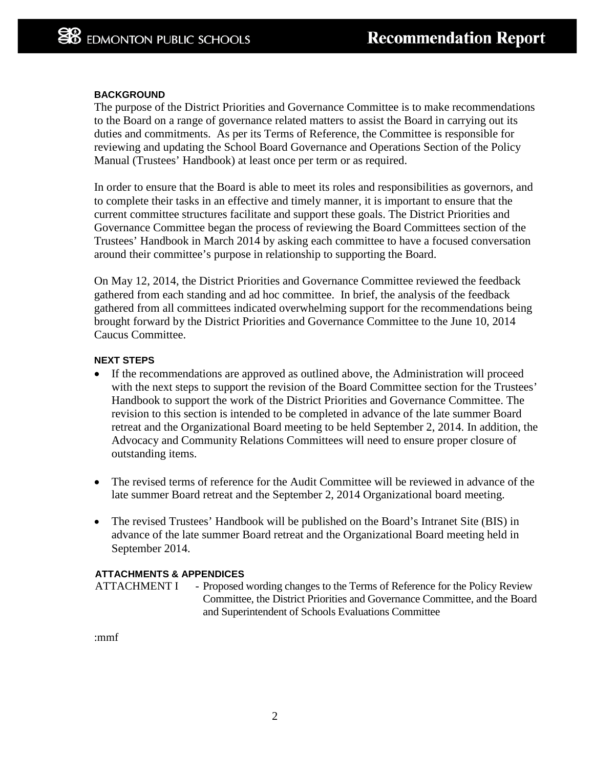## BACKGROUND

The purpose of the District Priorities and Governance Committee is to make recommendations to the Board on a range of governance related matters to assist the Board in carrying out its duties and commitments. As per its Terms of Reference, the Committee is responsible for reviewing and updating the School Board Governance and Operations Section of the Policy Manual (Trustees' Handbook) at least once per term or as required.

In order to ensure that the Board is able to meet its roles and responsibilities as governors, and to complete their tasks in an effective and timely manner, it is important to ensure that the current committee structures facilitate and support these goals. The District Priorities and Governance Committee began the process of reviewing the Board Committees section of the Trustees' Handbook in March 2014 by asking each committee to have a focused conversation around their committee's purpose in relationship to supporting the Board.

On May 12, 2014, the District Priorities and Governance Committee reviewed the feedback gathered from each standing and ad hoc committee. In brief, the analysis of the feedback gathered from all committees indicated overwhelming support for the recommendations being brought forward by the District Priorities and Governance Committee to the June 10, 2014 Caucus Committee.

## NEXT STEPS

- If the recommendations are approved as outlined above, the Administration will proceed with the next steps to support the revision of the Board Committee section for the Trustees' Handbook to support the work of the District Priorities and Governance Committee. The revision to this section is intended to be completed in advance of the late summer Board retreat and the Organizational Board meeting to be held September 2, 2014. In addition, the Advocacy and Community Relations Committees will need to ensure proper closure of outstanding items.

- The revised terms of reference for the Audit Committee will be reviewed in advance of the late summer Board retreat and the September 2, 2014 Organizational board meeting.

- The revised Trustees' Handbook will be published on the Board's Intranet Site (BIS) in advance of the late summer Board retreat and the Organizational Board meeting held in September 2014.

## ATTACHMENTS & APPENDICES

ATTACHMENT I - Proposed wording changes to the Terms of Reference for the Policy Review Committee, the District Priorities and Governance Committee, and the Board and Superintendent of Schools Evaluations Committee

:mmf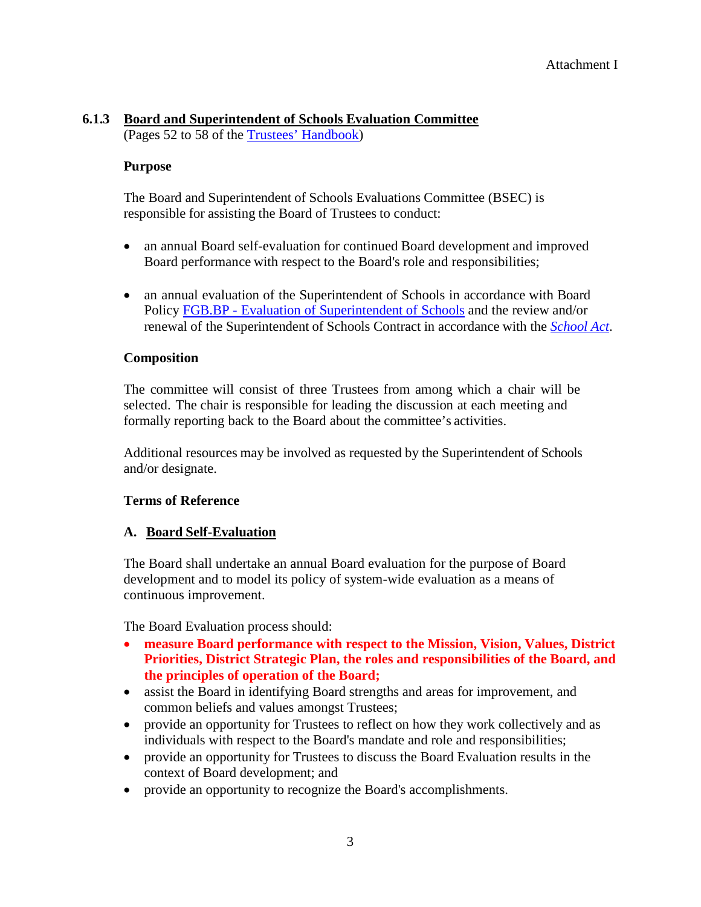Attachment I

### 6.1.3 Board and Superintendent of Schools Evaluation Committee

(Pages 52 to 58 of the Trustees' Handbook)

**Purpose**

The Board and Superintendent of Schools Evaluations Committee (BSEC) is responsible for assisting the Board of Trustees to conduct:

- an annual Board self-evaluation for continued Board development and improved Board performance with respect to the Board's role and responsibilities;
- an annual evaluation of the Superintendent of Schools in accordance with Board Policy FGB.BP - Evaluation of Superintendent of Schools and the review and/or renewal of the Superintendent of Schools Contract in accordance with the *School Act*.

**Composition**

The committee will consist of three Trustees from among which a chair will be selected. The chair is responsible for leading the discussion at each meeting and formally reporting back to the Board about the committee's activities.

Additional resources may be involved as requested by the Superintendent of Schools and/or designate.

**Terms of Reference**

**A. Board Self-Evaluation**

The Board shall undertake an annual Board evaluation for the purpose of Board development and to model its policy of system-wide evaluation as a means of continuous improvement.

The Board Evaluation process should:

- **measure Board performance with respect to the Mission, Vision, Values, District Priorities, District Strategic Plan, the roles and responsibilities of the Board, and the principles of operation of the Board;**
- assist the Board in identifying Board strengths and areas for improvement, and common beliefs and values amongst Trustees;
- provide an opportunity for Trustees to reflect on how they work collectively and as individuals with respect to the Board's mandate and role and responsibilities;
- provide an opportunity for Trustees to discuss the Board Evaluation results in the context of Board development; and
- provide an opportunity to recognize the Board's accomplishments.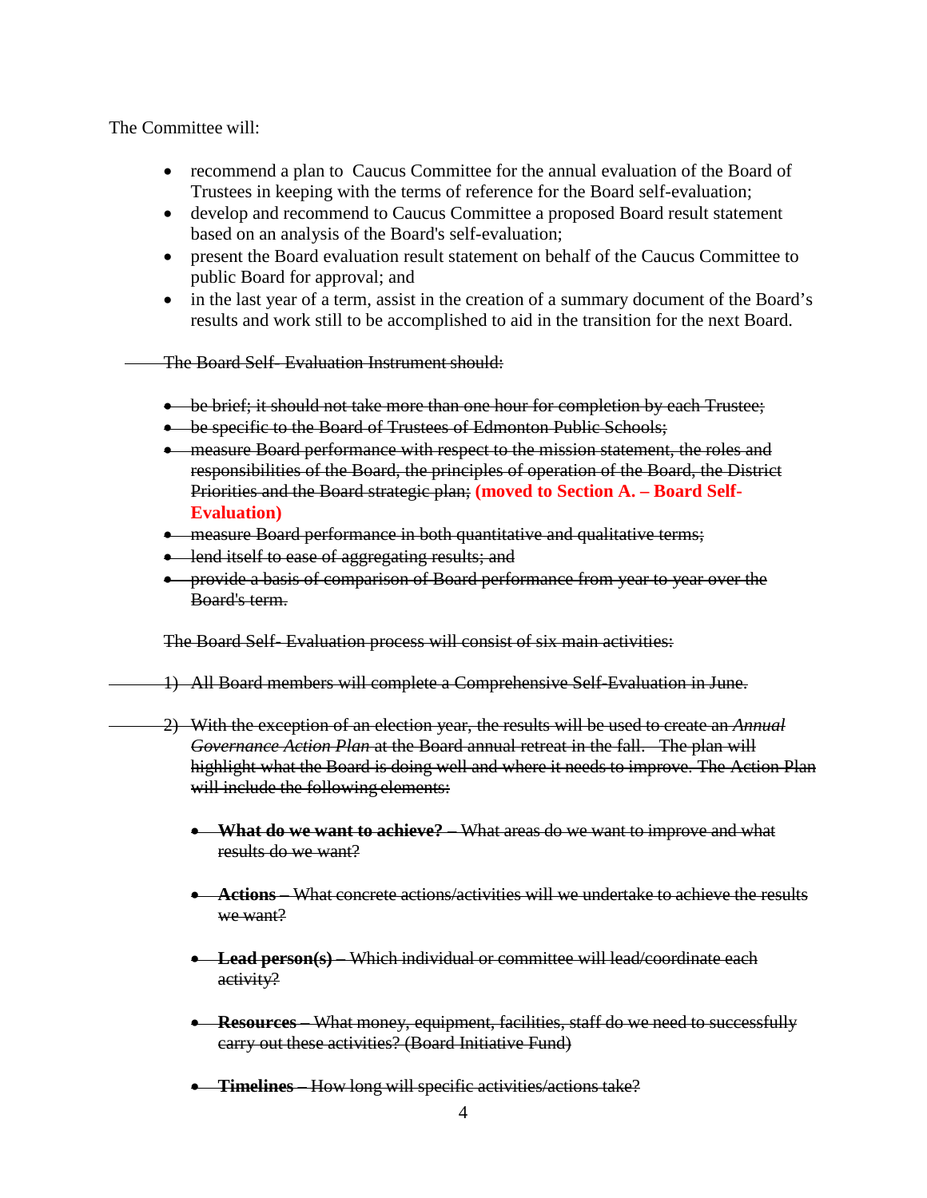The Committee will:

- recommend a plan to Caucus Committee for the annual evaluation of the Board of Trustees in keeping with the terms of reference for the Board self-evaluation;
- develop and recommend to Caucus Committee a proposed Board result statement based on an analysis of the Board's self-evaluation;
- present the Board evaluation result statement on behalf of the Caucus Committee to public Board for approval; and
- in the last year of a term, assist in the creation of a summary document of the Board's results and work still to be accomplished to aid in the transition for the next Board.

~~The Board Self- Evaluation Instrument should:~~

- ~~be brief; it should not take more than one hour for completion by each Trustee;~~
- ~~be specific to the Board of Trustees of Edmonton Public Schools;~~
- ~~measure Board performance with respect to the mission statement, the roles and responsibilities of the Board, the principles of operation of the Board, the District Priorities and the Board strategic plan;~~ **(moved to Section A. – Board Self-Evaluation)**
- ~~measure Board performance in both quantitative and qualitative terms;~~
- ~~lend itself to ease of aggregating results; and~~
- ~~provide a basis of comparison of Board performance from year to year over the Board's term.~~

~~The Board Self- Evaluation process will consist of six main activities:~~

1) ~~All Board members will complete a Comprehensive Self-Evaluation in June.~~

2) ~~With the exception of an election year, the results will be used to create an *Annual Governance Action Plan* at the Board annual retreat in the fall. The plan will highlight what the Board is doing well and where it needs to improve. The Action Plan will include the following elements:~~

   - ~~**What do we want to achieve?** – What areas do we want to improve and what results do we want?~~

   - ~~**Actions** – What concrete actions/activities will we undertake to achieve the results we want?~~

   - ~~**Lead person(s)** – Which individual or committee will lead/coordinate each activity?~~

   - ~~**Resources** – What money, equipment, facilities, staff do we need to successfully carry out these activities? (Board Initiative Fund)~~

   - ~~**Timelines** – How long will specific activities/actions take?~~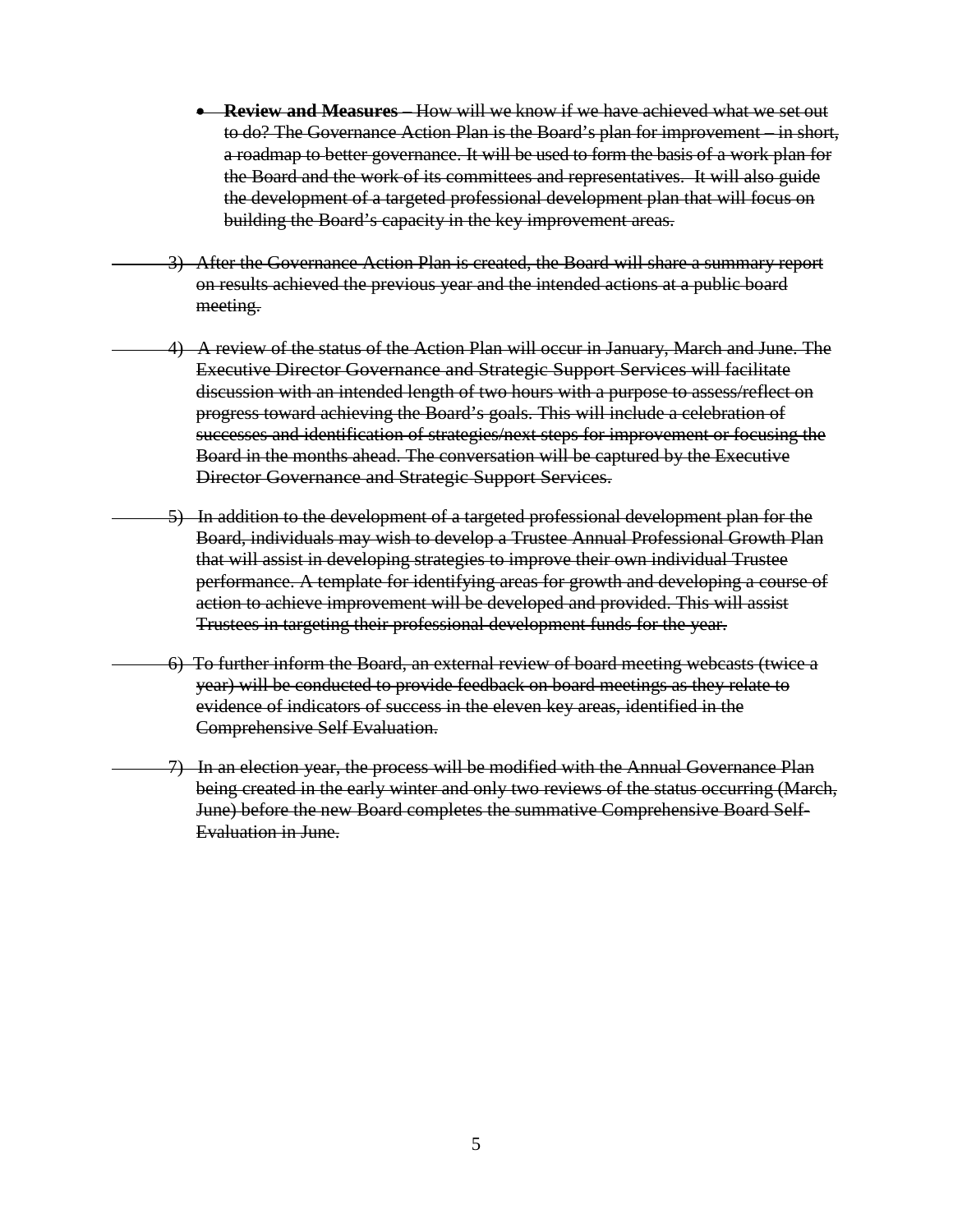- ~~**Review and Measures** – How will we know if we have achieved what we set out to do? The Governance Action Plan is the Board's plan for improvement – in short, a roadmap to better governance. It will be used to form the basis of a work plan for the Board and the work of its committees and representatives. It will also guide the development of a targeted professional development plan that will focus on building the Board's capacity in the key improvement areas.~~

3) ~~After the Governance Action Plan is created, the Board will share a summary report on results achieved the previous year and the intended actions at a public board meeting.~~

4) ~~A review of the status of the Action Plan will occur in January, March and June. The Executive Director Governance and Strategic Support Services will facilitate discussion with an intended length of two hours with a purpose to assess/reflect on progress toward achieving the Board's goals. This will include a celebration of successes and identification of strategies/next steps for improvement or focusing the Board in the months ahead. The conversation will be captured by the Executive Director Governance and Strategic Support Services.~~

5) ~~In addition to the development of a targeted professional development plan for the Board, individuals may wish to develop a Trustee Annual Professional Growth Plan that will assist in developing strategies to improve their own individual Trustee performance. A template for identifying areas for growth and developing a course of action to achieve improvement will be developed and provided. This will assist Trustees in targeting their professional development funds for the year.~~

6) ~~To further inform the Board, an external review of board meeting webcasts (twice a year) will be conducted to provide feedback on board meetings as they relate to evidence of indicators of success in the eleven key areas, identified in the Comprehensive Self Evaluation.~~

7) ~~In an election year, the process will be modified with the Annual Governance Plan being created in the early winter and only two reviews of the status occurring (March, June) before the new Board completes the summative Comprehensive Board Self-Evaluation in June.~~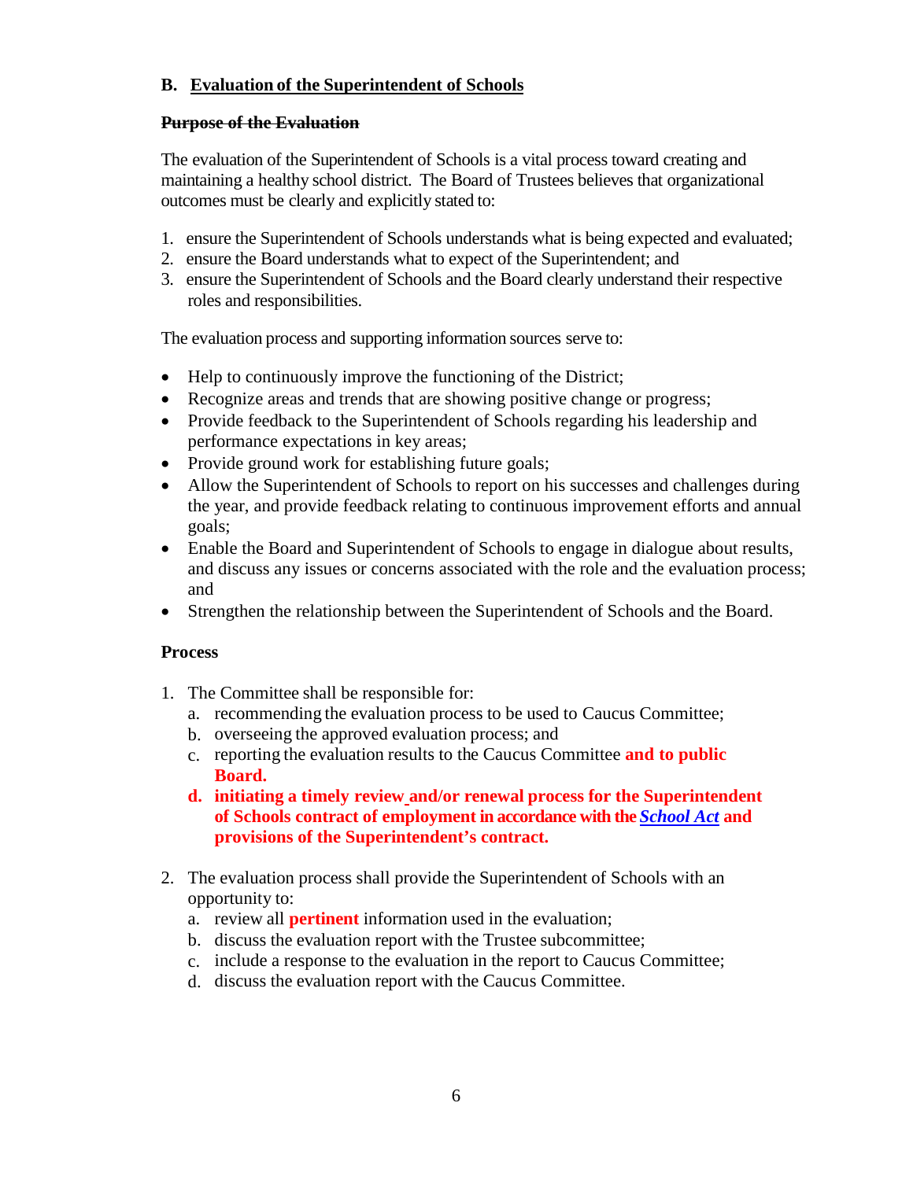## B. Evaluation of the Superintendent of Schools

~~**Purpose of the Evaluation**~~

The evaluation of the Superintendent of Schools is a vital process toward creating and maintaining a healthy school district. The Board of Trustees believes that organizational outcomes must be clearly and explicitly stated to:

1. ensure the Superintendent of Schools understands what is being expected and evaluated;
2. ensure the Board understands what to expect of the Superintendent; and
3. ensure the Superintendent of Schools and the Board clearly understand their respective roles and responsibilities.

The evaluation process and supporting information sources serve to:

- Help to continuously improve the functioning of the District;
- Recognize areas and trends that are showing positive change or progress;
- Provide feedback to the Superintendent of Schools regarding his leadership and performance expectations in key areas;
- Provide ground work for establishing future goals;
- Allow the Superintendent of Schools to report on his successes and challenges during the year, and provide feedback relating to continuous improvement efforts and annual goals;
- Enable the Board and Superintendent of Schools to engage in dialogue about results, and discuss any issues or concerns associated with the role and the evaluation process; and
- Strengthen the relationship between the Superintendent of Schools and the Board.

**Process**

1. The Committee shall be responsible for:
   a. recommending the evaluation process to be used to Caucus Committee;
   b. overseeing the approved evaluation process; and
   c. reporting the evaluation results to the Caucus Committee **and to public Board.**
   **d. initiating a timely review and/or renewal process for the Superintendent of Schools contract of employment in accordance with the *School Act* and provisions of the Superintendent's contract.**

2. The evaluation process shall provide the Superintendent of Schools with an opportunity to:
   a. review all **pertinent** information used in the evaluation;
   b. discuss the evaluation report with the Trustee subcommittee;
   c. include a response to the evaluation in the report to Caucus Committee;
   d. discuss the evaluation report with the Caucus Committee.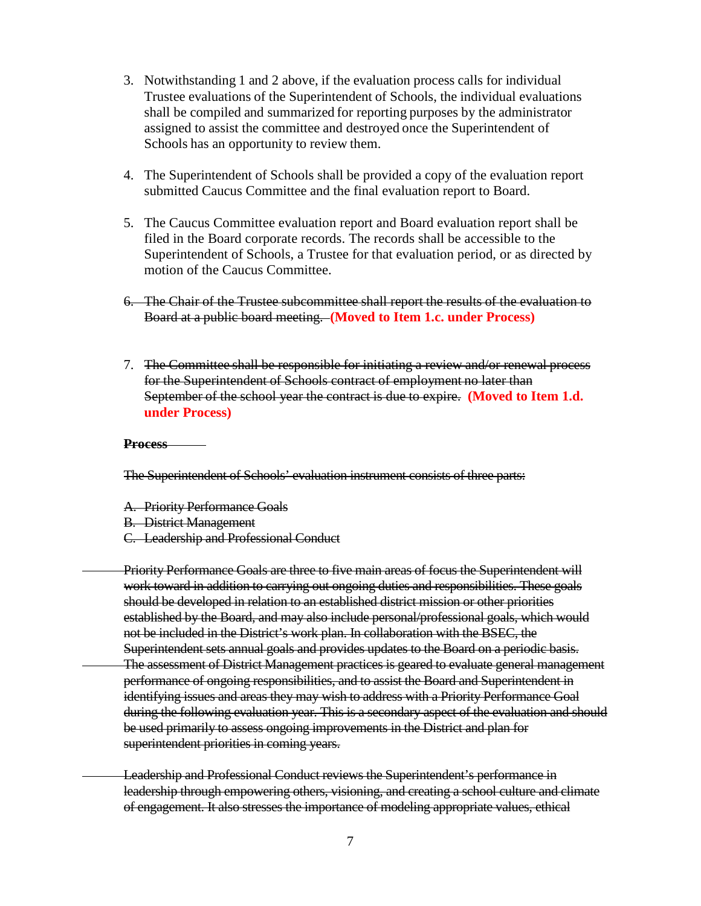3. Notwithstanding 1 and 2 above, if the evaluation process calls for individual Trustee evaluations of the Superintendent of Schools, the individual evaluations shall be compiled and summarized for reporting purposes by the administrator assigned to assist the committee and destroyed once the Superintendent of Schools has an opportunity to review them.

4. The Superintendent of Schools shall be provided a copy of the evaluation report submitted Caucus Committee and the final evaluation report to Board.

5. The Caucus Committee evaluation report and Board evaluation report shall be filed in the Board corporate records. The records shall be accessible to the Superintendent of Schools, a Trustee for that evaluation period, or as directed by motion of the Caucus Committee.

6. ~~The Chair of the Trustee subcommittee shall report the results of the evaluation to Board at a public board meeting.~~ **(Moved to Item 1.c. under Process)**

7. ~~The Committee shall be responsible for initiating a review and/or renewal process for the Superintendent of Schools contract of employment no later than September of the school year the contract is due to expire.~~ **(Moved to Item 1.d. under Process)**

~~**Process**~~

~~The Superintendent of Schools' evaluation instrument consists of three parts:~~

~~A. Priority Performance Goals~~
~~B. District Management~~
~~C. Leadership and Professional Conduct~~

~~Priority Performance Goals are three to five main areas of focus the Superintendent will work toward in addition to carrying out ongoing duties and responsibilities. These goals should be developed in relation to an established district mission or other priorities established by the Board, and may also include personal/professional goals, which would not be included in the District's work plan. In collaboration with the BSEC, the Superintendent sets annual goals and provides updates to the Board on a periodic basis.~~

~~The assessment of District Management practices is geared to evaluate general management performance of ongoing responsibilities, and to assist the Board and Superintendent in identifying issues and areas they may wish to address with a Priority Performance Goal during the following evaluation year. This is a secondary aspect of the evaluation and should be used primarily to assess ongoing improvements in the District and plan for superintendent priorities in coming years.~~

~~Leadership and Professional Conduct reviews the Superintendent's performance in leadership through empowering others, visioning, and creating a school culture and climate of engagement. It also stresses the importance of modeling appropriate values, ethical~~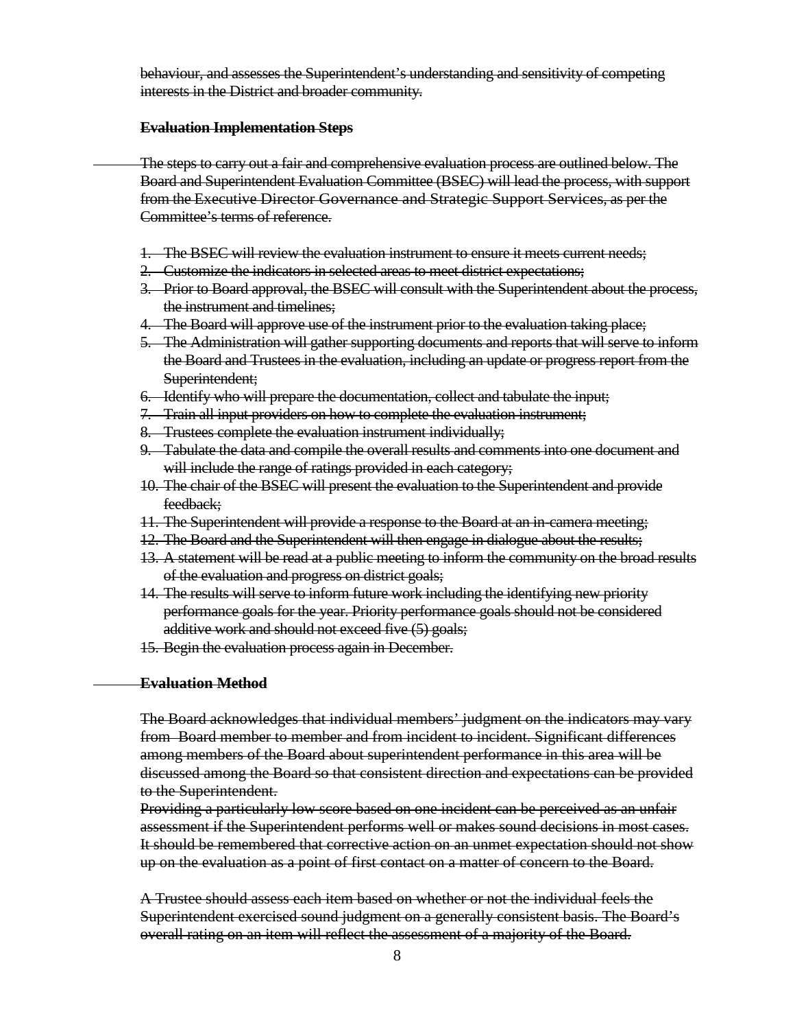~~behaviour, and assesses the Superintendent's understanding and sensitivity of competing interests in the District and broader community.~~

**~~Evaluation Implementation Steps~~**

~~The steps to carry out a fair and comprehensive evaluation process are outlined below. The Board and Superintendent Evaluation Committee (BSEC) will lead the process, with support from the Executive Director Governance and Strategic Support Services, as per the Committee's terms of reference.~~

1. ~~The BSEC will review the evaluation instrument to ensure it meets current needs;~~
2. ~~Customize the indicators in selected areas to meet district expectations;~~
3. ~~Prior to Board approval, the BSEC will consult with the Superintendent about the process, the instrument and timelines;~~
4. ~~The Board will approve use of the instrument prior to the evaluation taking place;~~
5. ~~The Administration will gather supporting documents and reports that will serve to inform the Board and Trustees in the evaluation, including an update or progress report from the Superintendent;~~
6. ~~Identify who will prepare the documentation, collect and tabulate the input;~~
7. ~~Train all input providers on how to complete the evaluation instrument;~~
8. ~~Trustees complete the evaluation instrument individually;~~
9. ~~Tabulate the data and compile the overall results and comments into one document and will include the range of ratings provided in each category;~~
10. ~~The chair of the BSEC will present the evaluation to the Superintendent and provide feedback;~~
11. ~~The Superintendent will provide a response to the Board at an in-camera meeting;~~
12. ~~The Board and the Superintendent will then engage in dialogue about the results;~~
13. ~~A statement will be read at a public meeting to inform the community on the broad results of the evaluation and progress on district goals;~~
14. ~~The results will serve to inform future work including the identifying new priority performance goals for the year. Priority performance goals should not be considered additive work and should not exceed five (5) goals;~~
15. ~~Begin the evaluation process again in December.~~

**~~Evaluation Method~~**

~~The Board acknowledges that individual members' judgment on the indicators may vary from Board member to member and from incident to incident. Significant differences among members of the Board about superintendent performance in this area will be discussed among the Board so that consistent direction and expectations can be provided to the Superintendent.~~

~~Providing a particularly low score based on one incident can be perceived as an unfair assessment if the Superintendent performs well or makes sound decisions in most cases. It should be remembered that corrective action on an unmet expectation should not show up on the evaluation as a point of first contact on a matter of concern to the Board.~~

~~A Trustee should assess each item based on whether or not the individual feels the Superintendent exercised sound judgment on a generally consistent basis. The Board's overall rating on an item will reflect the assessment of a majority of the Board.~~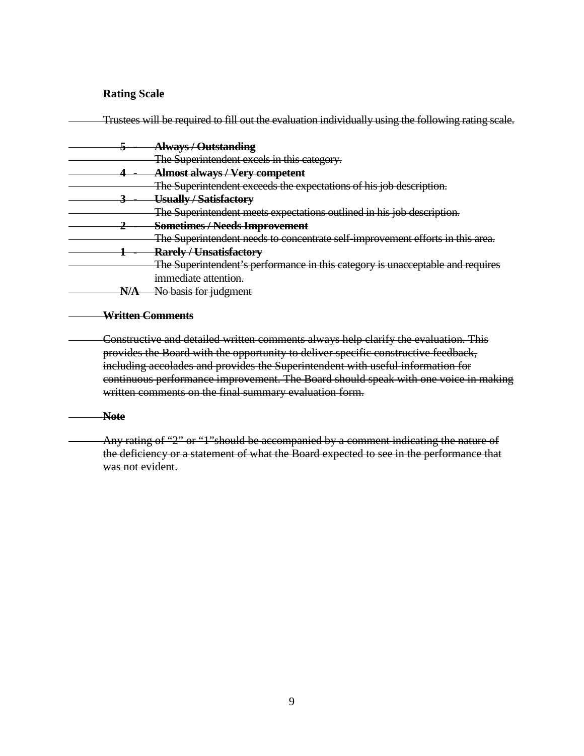**Rating Scale**

Trustees will be required to fill out the evaluation individually using the following rating scale.

**5** - **Always / Outstanding**
The Superintendent excels in this category.

**4** - **Almost always / Very competent**
The Superintendent exceeds the expectations of his job description.

**3** - **Usually / Satisfactory**
The Superintendent meets expectations outlined in his job description.

**2** - **Sometimes / Needs Improvement**
The Superintendent needs to concentrate self-improvement efforts in this area.

**1** - **Rarely / Unsatisfactory**
The Superintendent's performance in this category is unacceptable and requires immediate attention.

**N/A** No basis for judgment

**Written Comments**

Constructive and detailed written comments always help clarify the evaluation. This provides the Board with the opportunity to deliver specific constructive feedback, including accolades and provides the Superintendent with useful information for continuous performance improvement. The Board should speak with one voice in making written comments on the final summary evaluation form.

**Note**

Any rating of "2" or "1"should be accompanied by a comment indicating the nature of the deficiency or a statement of what the Board expected to see in the performance that was not evident.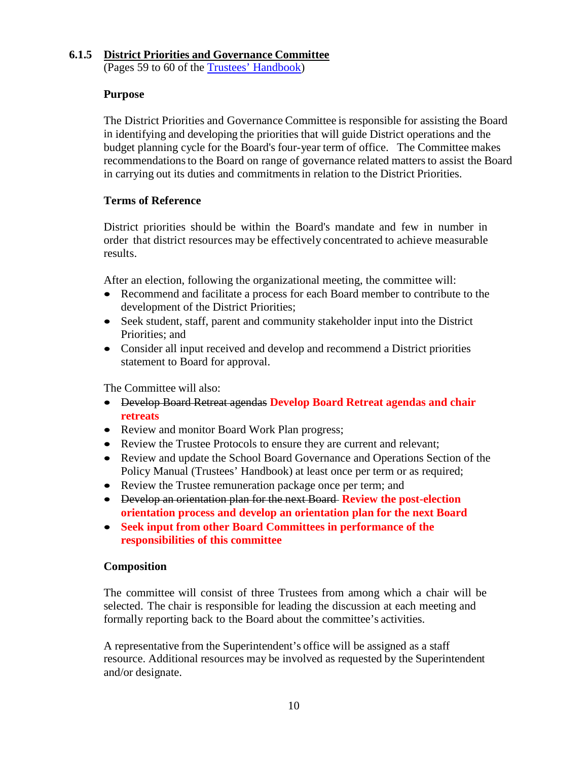### 6.1.5 District Priorities and Governance Committee

(Pages 59 to 60 of the [Trustees' Handbook]())

**Purpose**

The District Priorities and Governance Committee is responsible for assisting the Board in identifying and developing the priorities that will guide District operations and the budget planning cycle for the Board's four-year term of office. The Committee makes recommendations to the Board on range of governance related matters to assist the Board in carrying out its duties and commitments in relation to the District Priorities.

**Terms of Reference**

District priorities should be within the Board's mandate and few in number in order that district resources may be effectively concentrated to achieve measurable results.

After an election, following the organizational meeting, the committee will:

- Recommend and facilitate a process for each Board member to contribute to the development of the District Priorities;
- Seek student, staff, parent and community stakeholder input into the District Priorities; and
- Consider all input received and develop and recommend a District priorities statement to Board for approval.

The Committee will also:

- ~~Develop Board Retreat agendas~~ **Develop Board Retreat agendas and chair retreats**
- Review and monitor Board Work Plan progress;
- Review the Trustee Protocols to ensure they are current and relevant;
- Review and update the School Board Governance and Operations Section of the Policy Manual (Trustees' Handbook) at least once per term or as required;
- Review the Trustee remuneration package once per term; and
- ~~Develop an orientation plan for the next Board~~ **Review the post-election orientation process and develop an orientation plan for the next Board**
- **Seek input from other Board Committees in performance of the responsibilities of this committee**

**Composition**

The committee will consist of three Trustees from among which a chair will be selected. The chair is responsible for leading the discussion at each meeting and formally reporting back to the Board about the committee's activities.

A representative from the Superintendent's office will be assigned as a staff resource. Additional resources may be involved as requested by the Superintendent and/or designate.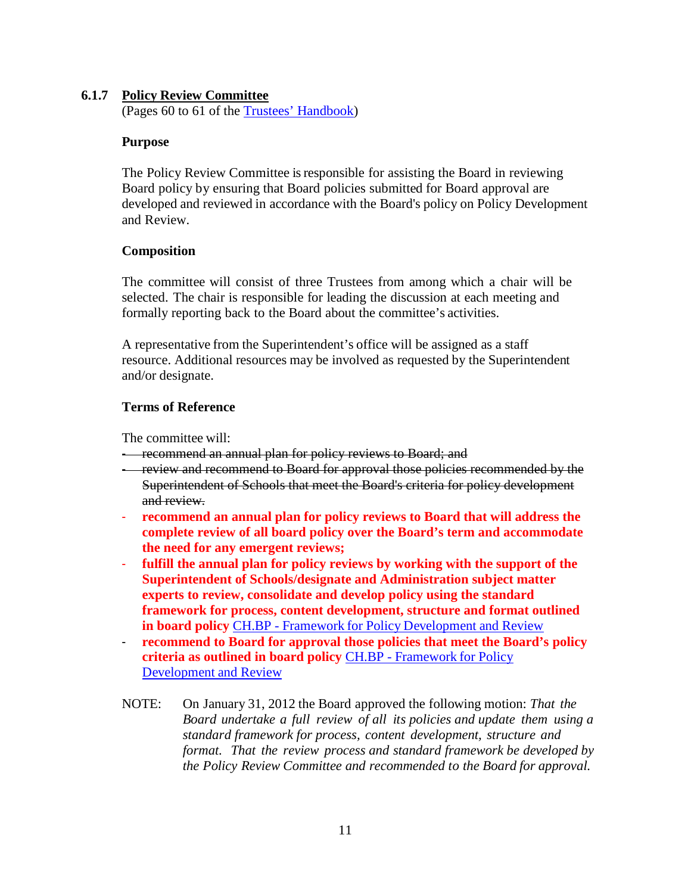### 6.1.7 Policy Review Committee

(Pages 60 to 61 of the Trustees' Handbook)

**Purpose**

The Policy Review Committee is responsible for assisting the Board in reviewing Board policy by ensuring that Board policies submitted for Board approval are developed and reviewed in accordance with the Board's policy on Policy Development and Review.

**Composition**

The committee will consist of three Trustees from among which a chair will be selected. The chair is responsible for leading the discussion at each meeting and formally reporting back to the Board about the committee's activities.

A representative from the Superintendent's office will be assigned as a staff resource. Additional resources may be involved as requested by the Superintendent and/or designate.

**Terms of Reference**

The committee will:

- ~~recommend an annual plan for policy reviews to Board; and~~
- ~~review and recommend to Board for approval those policies recommended by the Superintendent of Schools that meet the Board's criteria for policy development and review.~~
- **recommend an annual plan for policy reviews to Board that will address the complete review of all board policy over the Board's term and accommodate the need for any emergent reviews;**
- **fulfill the annual plan for policy reviews by working with the support of the Superintendent of Schools/designate and Administration subject matter experts to review, consolidate and develop policy using the standard framework for process, content development, structure and format outlined in board policy** CH.BP - Framework for Policy Development and Review
- **recommend to Board for approval those policies that meet the Board's policy criteria as outlined in board policy** CH.BP - Framework for Policy Development and Review

NOTE: On January 31, 2012 the Board approved the following motion: *That the Board undertake a full review of all its policies and update them using a standard framework for process, content development, structure and format. That the review process and standard framework be developed by the Policy Review Committee and recommended to the Board for approval.*